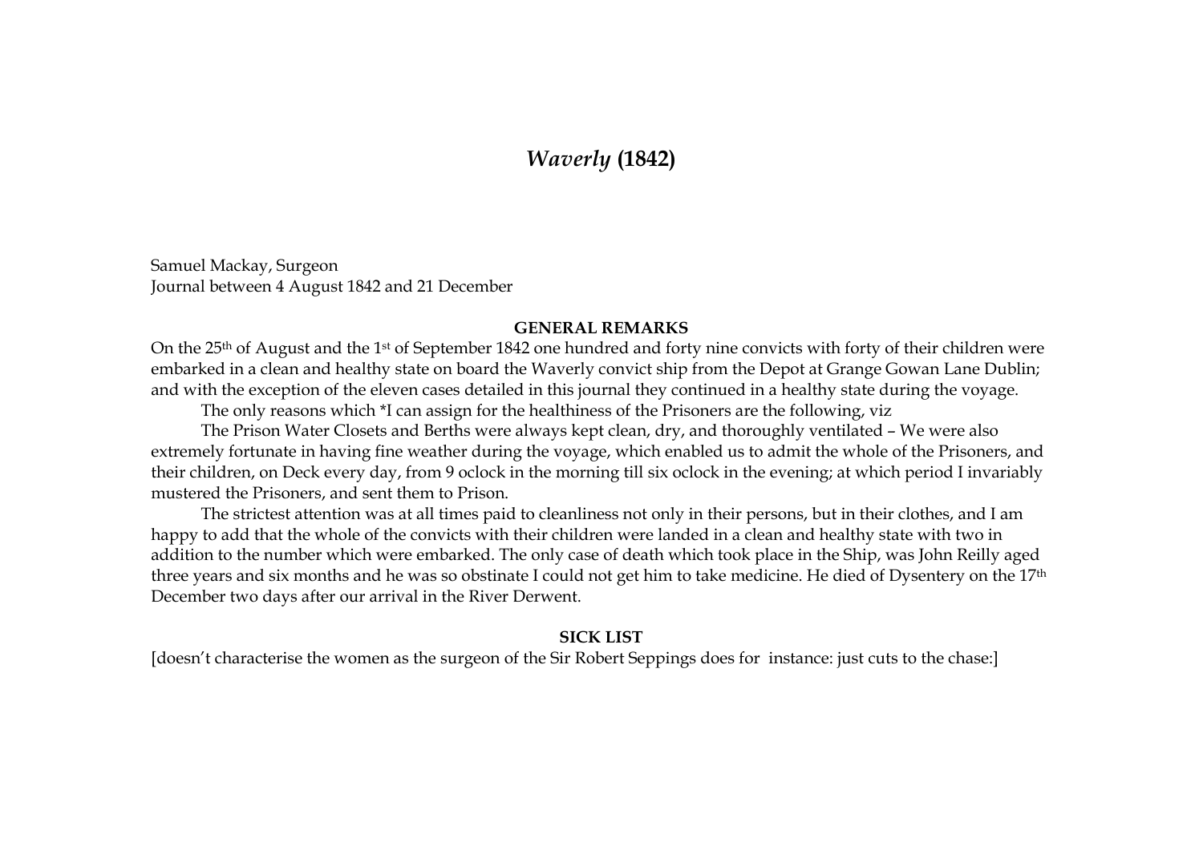# *Waverly* (1842)

Samuel Mackay, Surgeon
Journal between 4 August 1842 and 21 December

## GENERAL REMARKS

On the 25th of August and the 1st of September 1842 one hundred and forty nine convicts with forty of their children were embarked in a clean and healthy state on board the Waverly convict ship from the Depot at Grange Gowan Lane Dublin; and with the exception of the eleven cases detailed in this journal they continued in a healthy state during the voyage.

The only reasons which *I can assign for the healthiness of the Prisoners are the following, viz

The Prison Water Closets and Berths were always kept clean, dry, and thoroughly ventilated – We were also extremely fortunate in having fine weather during the voyage, which enabled us to admit the whole of the Prisoners, and their children, on Deck every day, from 9 oclock in the morning till six oclock in the evening; at which period I invariably mustered the Prisoners, and sent them to Prison.

The strictest attention was at all times paid to cleanliness not only in their persons, but in their clothes, and I am happy to add that the whole of the convicts with their children were landed in a clean and healthy state with two in addition to the number which were embarked. The only case of death which took place in the Ship, was John Reilly aged three years and six months and he was so obstinate I could not get him to take medicine. He died of Dysentery on the 17th December two days after our arrival in the River Derwent.

## SICK LIST

[doesn't characterise the women as the surgeon of the Sir Robert Seppings does for instance: just cuts to the chase:]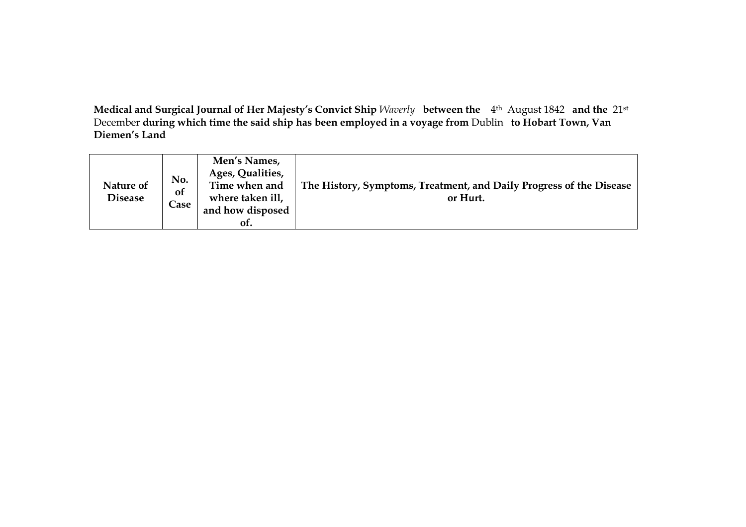**Medical and Surgical Journal of Her Majesty's Convict Ship** *Waverly* **between the** 4th August 1842 **and the** 21st December **during which time the said ship has been employed in a voyage from** Dublin **to Hobart Town, Van Diemen's Land**

| Nature of Disease | No. of Case | Men's Names, Ages, Qualities, Time when and where taken ill, and how disposed of. | The History, Symptoms, Treatment, and Daily Progress of the Disease or Hurt. |
|---|---|---|---|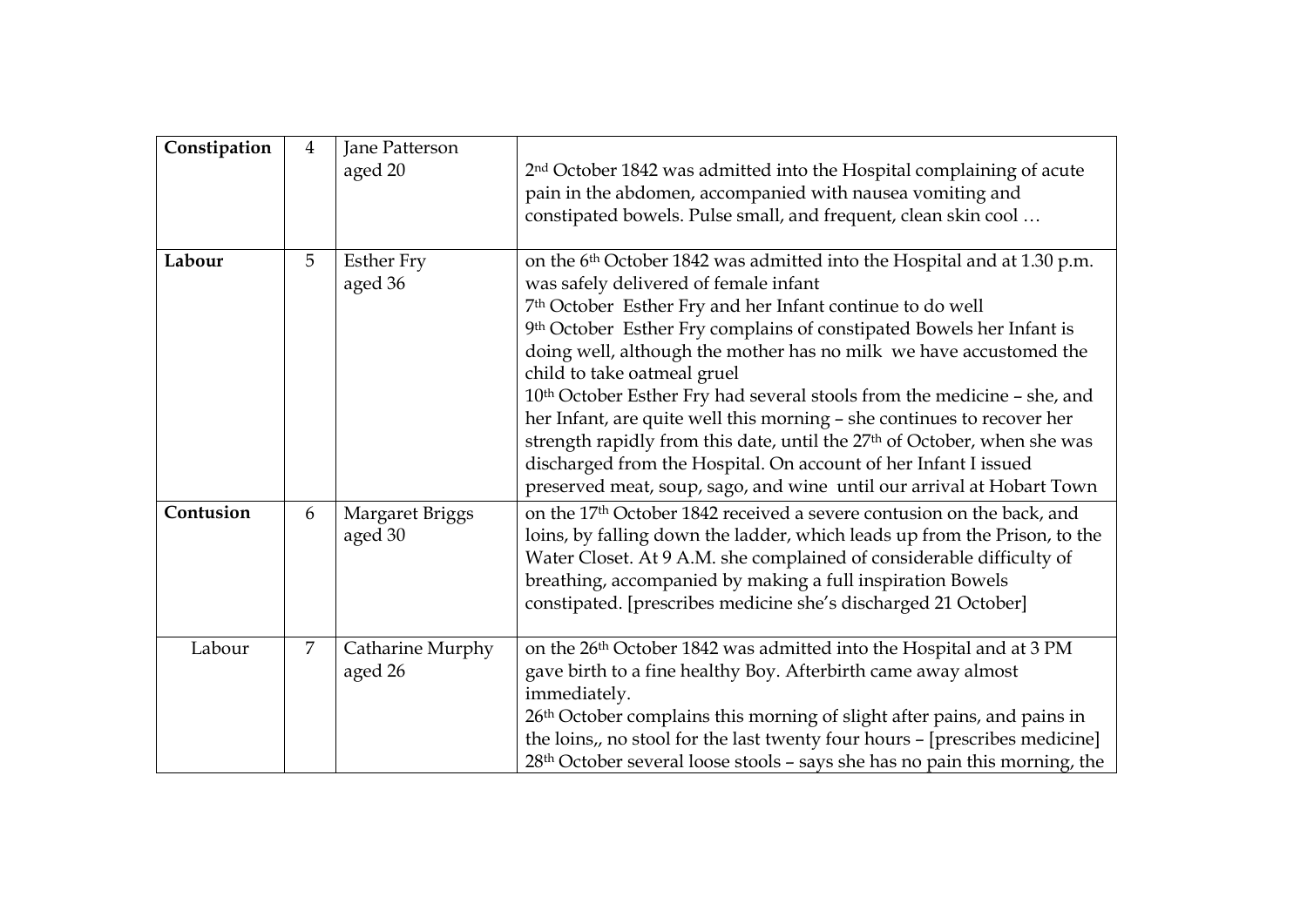| Constipation | 4 | Jane Patterson aged 20 | 2nd October 1842 was admitted into the Hospital complaining of acute pain in the abdomen, accompanied with nausea vomiting and constipated bowels. Pulse small, and frequent, clean skin cool … |
|---|---|---|---|
| **Labour** | 5 | Esther Fry aged 36 | on the 6th October 1842 was admitted into the Hospital and at 1.30 p.m. was safely delivered of female infant<br>7th October Esther Fry and her Infant continue to do well<br>9th October Esther Fry complains of constipated Bowels her Infant is doing well, although the mother has no milk we have accustomed the child to take oatmeal gruel<br>10th October Esther Fry had several stools from the medicine – she, and her Infant, are quite well this morning – she continues to recover her strength rapidly from this date, until the 27th of October, when she was discharged from the Hospital. On account of her Infant I issued preserved meat, soup, sago, and wine until our arrival at Hobart Town |
| **Contusion** | 6 | Margaret Briggs aged 30 | on the 17th October 1842 received a severe contusion on the back, and loins, by falling down the ladder, which leads up from the Prison, to the Water Closet. At 9 A.M. she complained of considerable difficulty of breathing, accompanied by making a full inspiration Bowels constipated. [prescribes medicine she's discharged 21 October] |
| Labour | 7 | Catharine Murphy aged 26 | on the 26th October 1842 was admitted into the Hospital and at 3 PM gave birth to a fine healthy Boy. Afterbirth came away almost immediately.<br>26th October complains this morning of slight after pains, and pains in the loins,, no stool for the last twenty four hours – [prescribes medicine]<br>28th October several loose stools – says she has no pain this morning, the |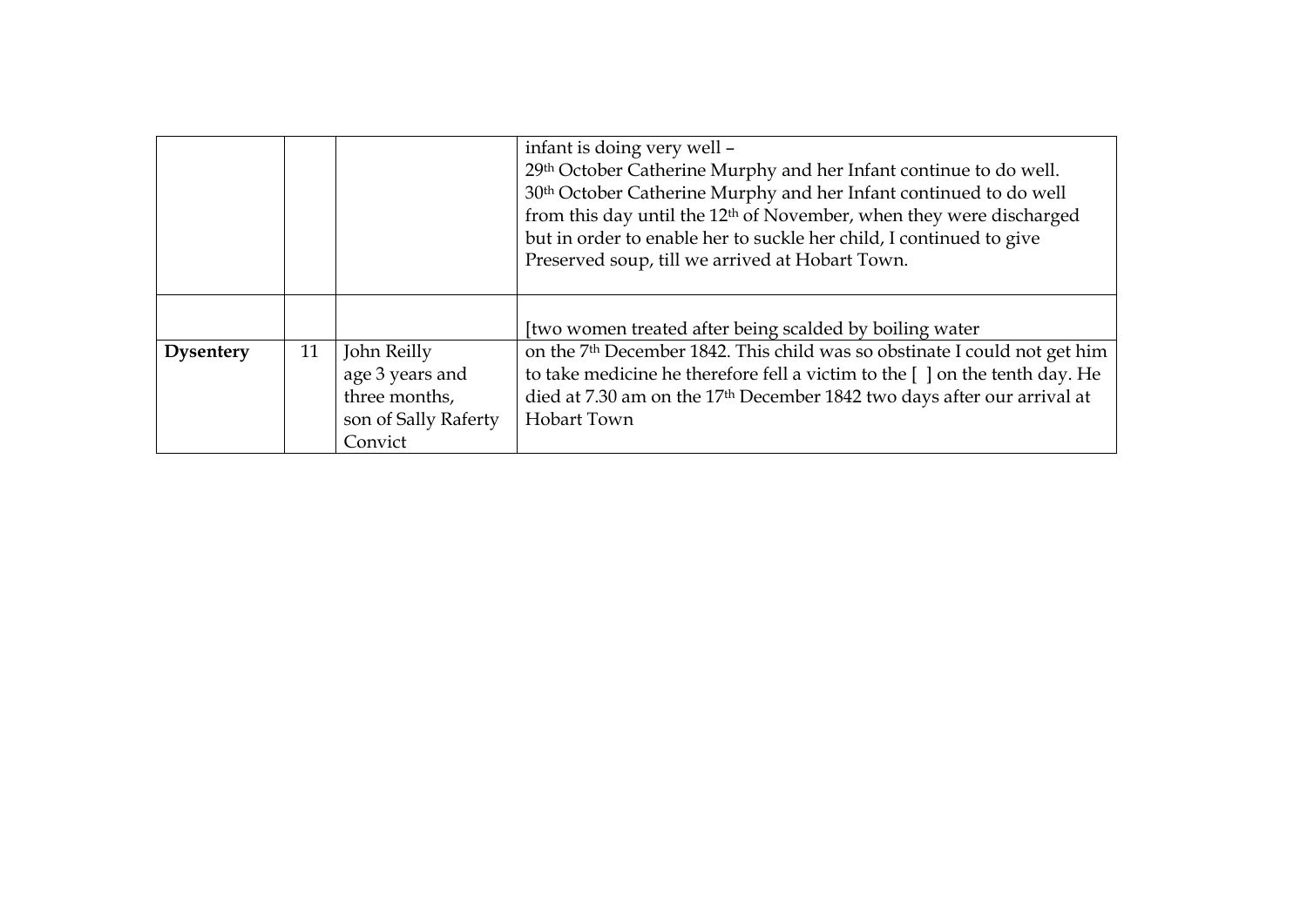| | | | |
|---|---|---|---|
| | | | infant is doing very well – 29th October Catherine Murphy and her Infant continue to do well. 30th October Catherine Murphy and her Infant continued to do well from this day until the 12th of November, when they were discharged but in order to enable her to suckle her child, I continued to give Preserved soup, till we arrived at Hobart Town. |
| | | | [two women treated after being scalded by boiling water |
| **Dysentery** | 11 | John Reilly age 3 years and three months, son of Sally Raferty Convict | on the 7th December 1842. This child was so obstinate I could not get him to take medicine he therefore fell a victim to the [ ] on the tenth day. He died at 7.30 am on the 17th December 1842 two days after our arrival at Hobart Town |